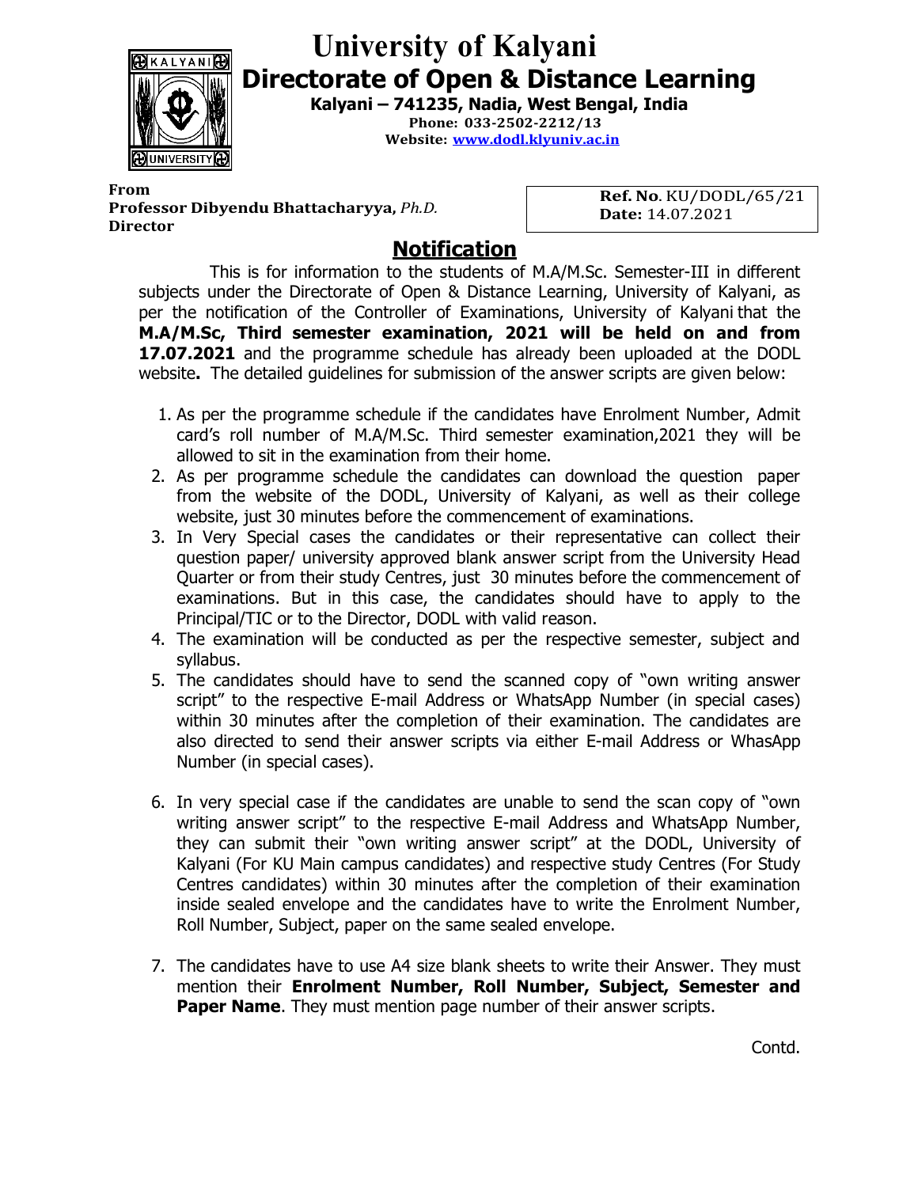# University of Kalyani

## Directorate of Open & Distance Learning

**Kalyani – 741235, Nadia, West Bengal, India**

**Phone: 033-2502-2212/13**

**Website: www.dodl.klyuniv.ac.in**

**From**
**Professor Dibyendu Bhattacharyya,** ***Ph.D.***
**Director**

**Ref. No**. KU/DODL/65/21
**Date:** 14.07.2021

## Notification

This is for information to the students of M.A/M.Sc. Semester-III in different subjects under the Directorate of Open & Distance Learning, University of Kalyani, as per the notification of the Controller of Examinations, University of Kalyani that the **M.A/M.Sc, Third semester examination, 2021 will be held on and from 17.07.2021** and the programme schedule has already been uploaded at the DODL website**.** The detailed guidelines for submission of the answer scripts are given below:

1. As per the programme schedule if the candidates have Enrolment Number, Admit card's roll number of M.A/M.Sc. Third semester examination,2021 they will be allowed to sit in the examination from their home.
2. As per programme schedule the candidates can download the question paper from the website of the DODL, University of Kalyani, as well as their college website, just 30 minutes before the commencement of examinations.
3. In Very Special cases the candidates or their representative can collect their question paper/ university approved blank answer script from the University Head Quarter or from their study Centres, just 30 minutes before the commencement of examinations. But in this case, the candidates should have to apply to the Principal/TIC or to the Director, DODL with valid reason.
4. The examination will be conducted as per the respective semester, subject and syllabus.
5. The candidates should have to send the scanned copy of "own writing answer script" to the respective E-mail Address or WhatsApp Number (in special cases) within 30 minutes after the completion of their examination. The candidates are also directed to send their answer scripts via either E-mail Address or WhasApp Number (in special cases).
6. In very special case if the candidates are unable to send the scan copy of "own writing answer script" to the respective E-mail Address and WhatsApp Number, they can submit their "own writing answer script" at the DODL, University of Kalyani (For KU Main campus candidates) and respective study Centres (For Study Centres candidates) within 30 minutes after the completion of their examination inside sealed envelope and the candidates have to write the Enrolment Number, Roll Number, Subject, paper on the same sealed envelope.
7. The candidates have to use A4 size blank sheets to write their Answer. They must mention their **Enrolment Number, Roll Number, Subject, Semester and Paper Name**. They must mention page number of their answer scripts.

Contd.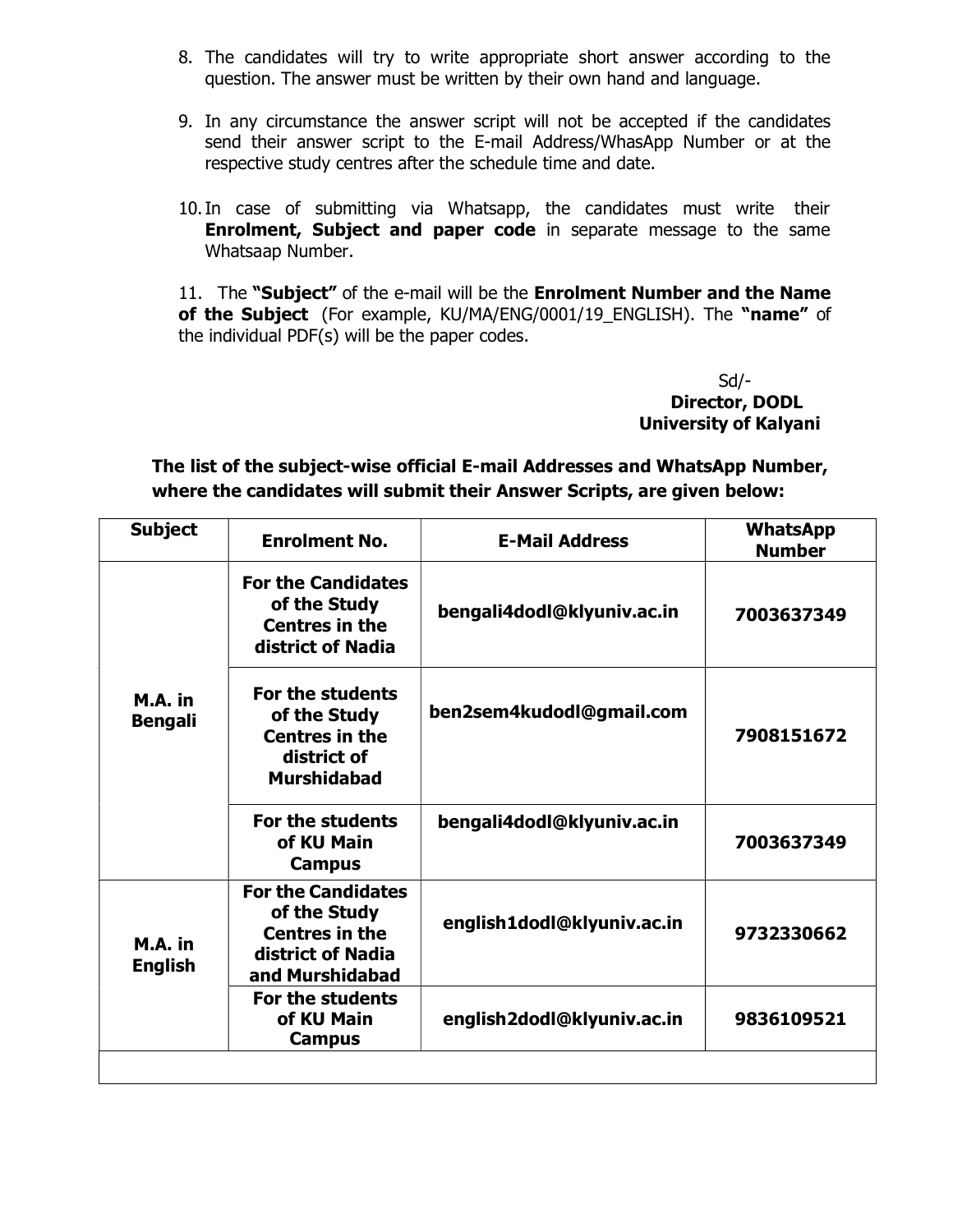8. The candidates will try to write appropriate short answer according to the question. The answer must be written by their own hand and language.

9. In any circumstance the answer script will not be accepted if the candidates send their answer script to the E-mail Address/WhasApp Number or at the respective study centres after the schedule time and date.

10. In case of submitting via Whatsapp, the candidates must write their **Enrolment, Subject and paper code** in separate message to the same Whatsaap Number.

11. The **"Subject"** of the e-mail will be the **Enrolment Number and the Name of the Subject** (For example, KU/MA/ENG/0001/19_ENGLISH). The **"name"** of the individual PDF(s) will be the paper codes.

Sd/-
**Director, DODL**
**University of Kalyani**

**The list of the subject-wise official E-mail Addresses and WhatsApp Number, where the candidates will submit their Answer Scripts, are given below:**

| Subject | Enrolment No. | E-Mail Address | WhatsApp Number |
|---|---|---|---|
| **M.A. in Bengali** | **For the Candidates of the Study Centres in the district of Nadia** | **bengali4dodl@klyuniv.ac.in** | **7003637349** |
| | **For the students of the Study Centres in the district of Murshidabad** | **ben2sem4kudodl@gmail.com** | **7908151672** |
| | **For the students of KU Main Campus** | **bengali4dodl@klyuniv.ac.in** | **7003637349** |
| **M.A. in English** | **For the Candidates of the Study Centres in the district of Nadia and Murshidabad** | **english1dodl@klyuniv.ac.in** | **9732330662** |
| | **For the students of KU Main Campus** | **english2dodl@klyuniv.ac.in** | **9836109521** |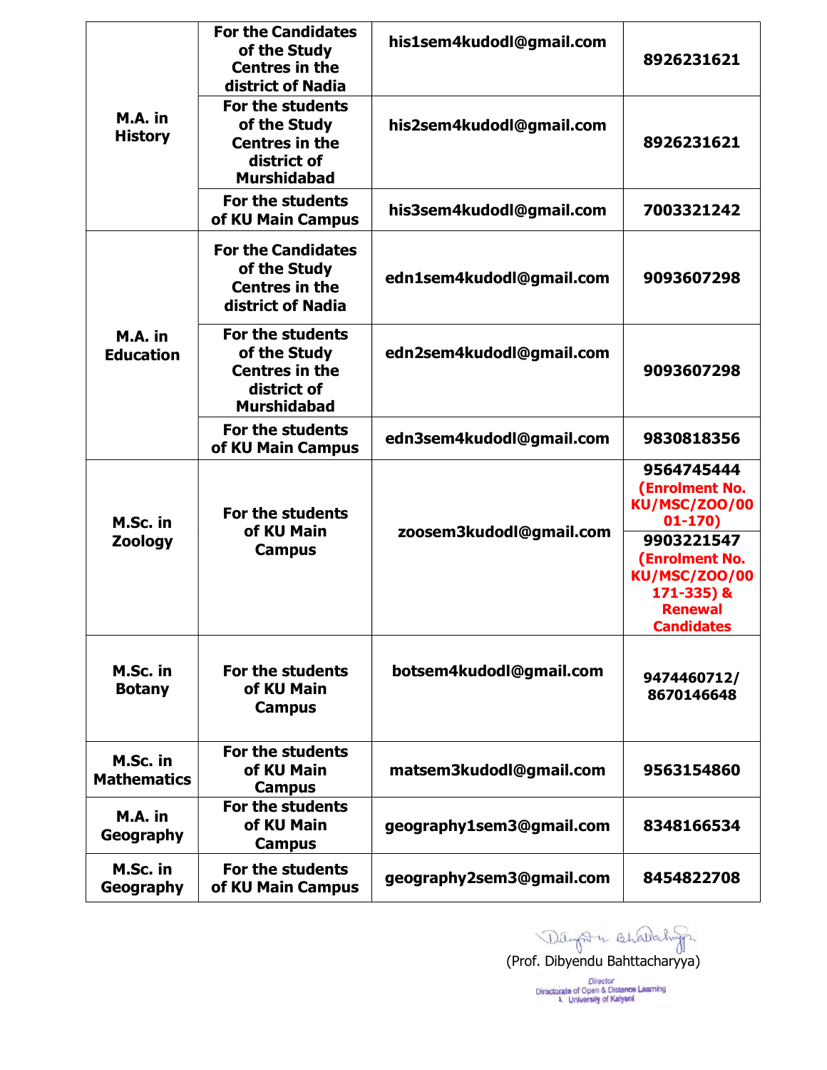| | | | |
|---|---|---|---|
| **M.A. in History** | **For the Candidates of the Study Centres in the district of Nadia** | **his1sem4kudodl@gmail.com** | **8926231621** |
| | **For the students of the Study Centres in the district of Murshidabad** | **his2sem4kudodl@gmail.com** | **8926231621** |
| | **For the students of KU Main Campus** | **his3sem4kudodl@gmail.com** | **7003321242** |
| **M.A. in Education** | **For the Candidates of the Study Centres in the district of Nadia** | **edn1sem4kudodl@gmail.com** | **9093607298** |
| | **For the students of the Study Centres in the district of Murshidabad** | **edn2sem4kudodl@gmail.com** | **9093607298** |
| | **For the students of KU Main Campus** | **edn3sem4kudodl@gmail.com** | **9830818356** |
| **M.Sc. in Zoology** | **For the students of KU Main Campus** | **zoosem3kudodl@gmail.com** | **9564745444 (Enrolment No. KU/MSC/ZOO/0001-170)** |
| | | | **9903221547 (Enrolment No. KU/MSC/ZOO/00171-335) & Renewal Candidates** |
| **M.Sc. in Botany** | **For the students of KU Main Campus** | **botsem4kudodl@gmail.com** | **9474460712/ 8670146648** |
| **M.Sc. in Mathematics** | **For the students of KU Main Campus** | **matsem3kudodl@gmail.com** | **9563154860** |
| **M.A. in Geography** | **For the students of KU Main Campus** | **geography1sem3@gmail.com** | **8348166534** |
| **M.Sc. in Geography** | **For the students of KU Main Campus** | **geography2sem3@gmail.com** | **8454822708** |

(Prof. Dibyendu Bahttacharyya)

Director
Directorate of Open & Distance Learning
University of Kalyani